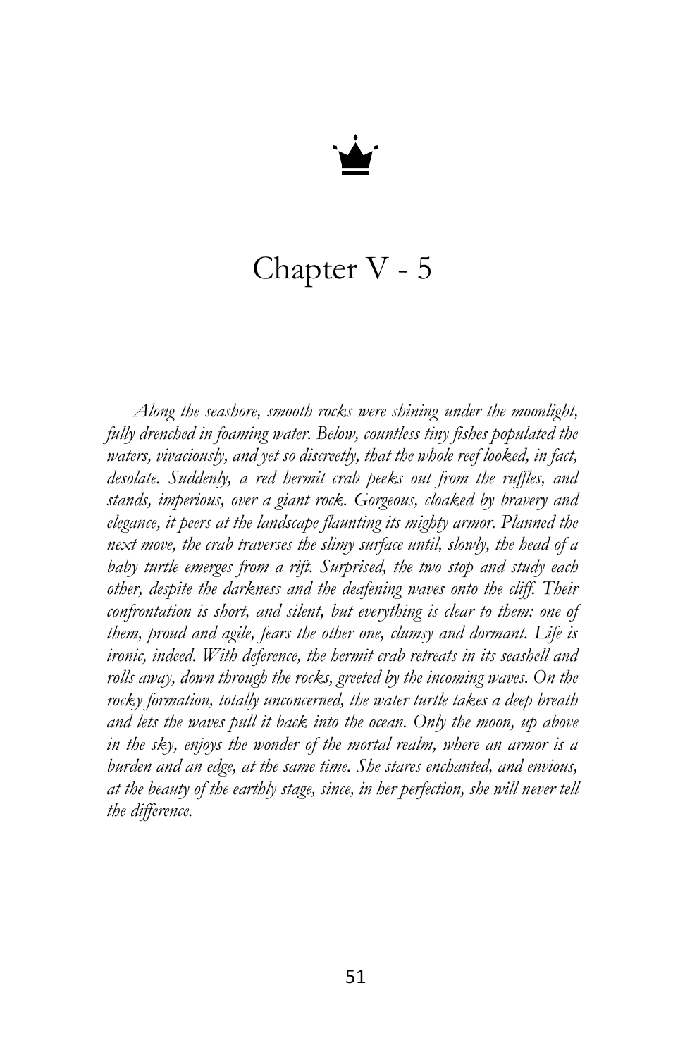# Chapter V - 5

*Along the seashore, smooth rocks were shining under the moonlight, fully drenched in foaming water. Below, countless tiny fishes populated the waters, vivaciously, and yet so discreetly, that the whole reef looked, in fact, desolate. Suddenly, a red hermit crab peeks out from the ruffles, and stands, imperious, over a giant rock. Gorgeous, cloaked by bravery and elegance, it peers at the landscape flaunting its mighty armor. Planned the next move, the crab traverses the slimy surface until, slowly, the head of a baby turtle emerges from a rift. Surprised, the two stop and study each other, despite the darkness and the deafening waves onto the cliff. Their confrontation is short, and silent, but everything is clear to them: one of them, proud and agile, fears the other one, clumsy and dormant. Life is ironic, indeed. With deference, the hermit crab retreats in its seashell and rolls away, down through the rocks, greeted by the incoming waves. On the rocky formation, totally unconcerned, the water turtle takes a deep breath and lets the waves pull it back into the ocean. Only the moon, up above in the sky, enjoys the wonder of the mortal realm, where an armor is a burden and an edge, at the same time. She stares enchanted, and envious, at the beauty of the earthly stage, since, in her perfection, she will never tell the difference.*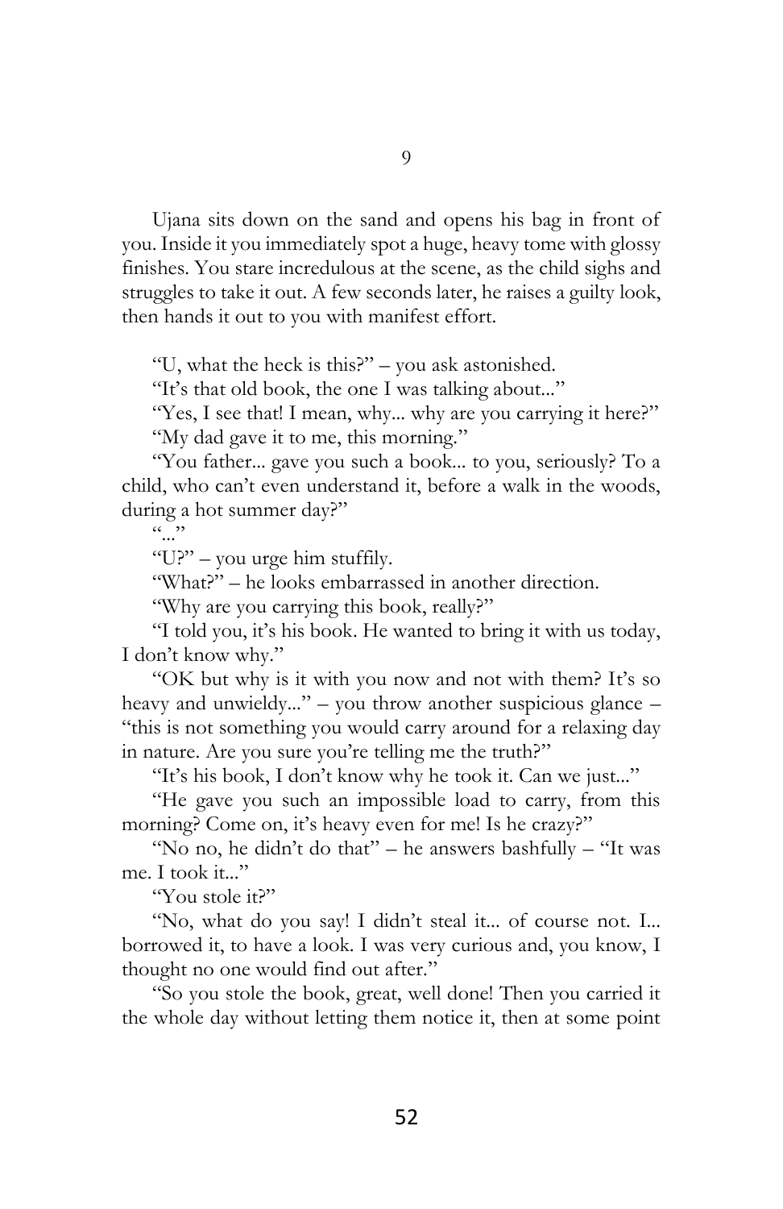# 9

Ujana sits down on the sand and opens his bag in front of you. Inside it you immediately spot a huge, heavy tome with glossy finishes. You stare incredulous at the scene, as the child sighs and struggles to take it out. A few seconds later, he raises a guilty look, then hands it out to you with manifest effort.

"U, what the heck is this?" – you ask astonished.

"It's that old book, the one I was talking about..."

"Yes, I see that! I mean, why... why are you carrying it here?"

"My dad gave it to me, this morning."

"You father... gave you such a book... to you, seriously? To a child, who can't even understand it, before a walk in the woods, during a hot summer day?"

"..."

"U?" – you urge him stuffily.

"What?" – he looks embarrassed in another direction.

"Why are you carrying this book, really?"

"I told you, it's his book. He wanted to bring it with us today, I don't know why."

"OK but why is it with you now and not with them? It's so heavy and unwieldy..." – you throw another suspicious glance – "this is not something you would carry around for a relaxing day in nature. Are you sure you're telling me the truth?"

"It's his book, I don't know why he took it. Can we just..."

"He gave you such an impossible load to carry, from this morning? Come on, it's heavy even for me! Is he crazy?"

"No no, he didn't do that" – he answers bashfully – "It was me. I took it..."

"You stole it?"

"No, what do you say! I didn't steal it... of course not. I... borrowed it, to have a look. I was very curious and, you know, I thought no one would find out after."

"So you stole the book, great, well done! Then you carried it the whole day without letting them notice it, then at some point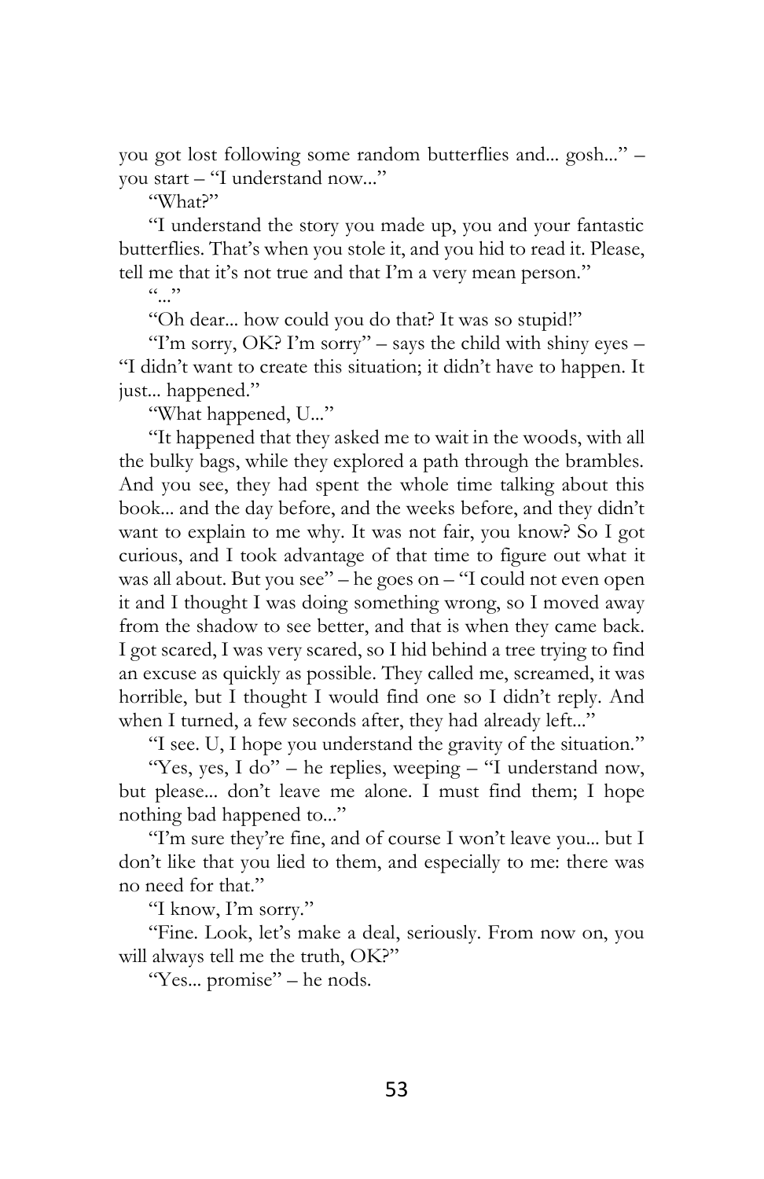you got lost following some random butterflies and... gosh..." – you start – "I understand now..."

"What?"

"I understand the story you made up, you and your fantastic butterflies. That's when you stole it, and you hid to read it. Please, tell me that it's not true and that I'm a very mean person."

"..."

"Oh dear... how could you do that? It was so stupid!"

"I'm sorry, OK? I'm sorry" – says the child with shiny eyes – "I didn't want to create this situation; it didn't have to happen. It just... happened."

"What happened, U..."

"It happened that they asked me to wait in the woods, with all the bulky bags, while they explored a path through the brambles. And you see, they had spent the whole time talking about this book... and the day before, and the weeks before, and they didn't want to explain to me why. It was not fair, you know? So I got curious, and I took advantage of that time to figure out what it was all about. But you see" – he goes on – "I could not even open it and I thought I was doing something wrong, so I moved away from the shadow to see better, and that is when they came back. I got scared, I was very scared, so I hid behind a tree trying to find an excuse as quickly as possible. They called me, screamed, it was horrible, but I thought I would find one so I didn't reply. And when I turned, a few seconds after, they had already left..."

"I see. U, I hope you understand the gravity of the situation."

"Yes, yes, I do" – he replies, weeping – "I understand now, but please... don't leave me alone. I must find them; I hope nothing bad happened to..."

"I'm sure they're fine, and of course I won't leave you... but I don't like that you lied to them, and especially to me: there was no need for that."

"I know, I'm sorry."

"Fine. Look, let's make a deal, seriously. From now on, you will always tell me the truth, OK?"

"Yes... promise" – he nods.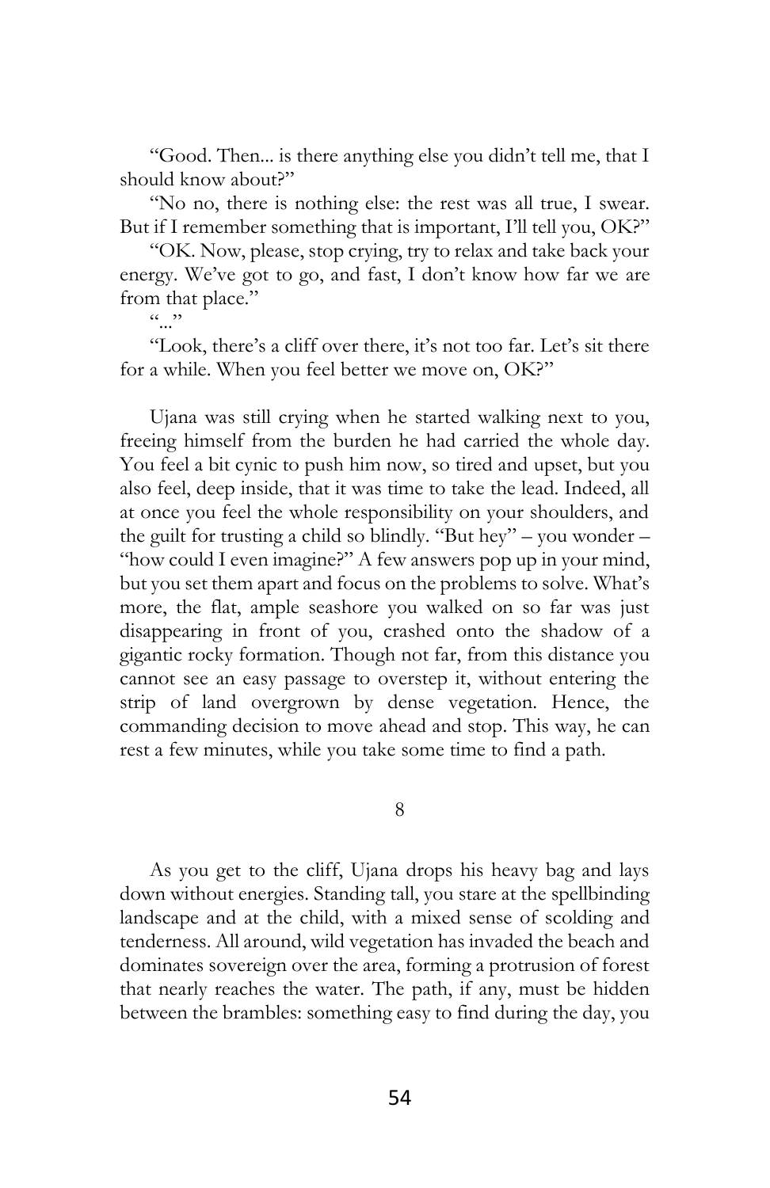"Good. Then... is there anything else you didn't tell me, that I should know about?"

"No no, there is nothing else: the rest was all true, I swear. But if I remember something that is important, I'll tell you, OK?"

"OK. Now, please, stop crying, try to relax and take back your energy. We've got to go, and fast, I don't know how far we are from that place."

"..."

"Look, there's a cliff over there, it's not too far. Let's sit there for a while. When you feel better we move on, OK?"

Ujana was still crying when he started walking next to you, freeing himself from the burden he had carried the whole day. You feel a bit cynic to push him now, so tired and upset, but you also feel, deep inside, that it was time to take the lead. Indeed, all at once you feel the whole responsibility on your shoulders, and the guilt for trusting a child so blindly. "But hey" – you wonder – "how could I even imagine?" A few answers pop up in your mind, but you set them apart and focus on the problems to solve. What's more, the flat, ample seashore you walked on so far was just disappearing in front of you, crashed onto the shadow of a gigantic rocky formation. Though not far, from this distance you cannot see an easy passage to overstep it, without entering the strip of land overgrown by dense vegetation. Hence, the commanding decision to move ahead and stop. This way, he can rest a few minutes, while you take some time to find a path.

## 8

As you get to the cliff, Ujana drops his heavy bag and lays down without energies. Standing tall, you stare at the spellbinding landscape and at the child, with a mixed sense of scolding and tenderness. All around, wild vegetation has invaded the beach and dominates sovereign over the area, forming a protrusion of forest that nearly reaches the water. The path, if any, must be hidden between the brambles: something easy to find during the day, you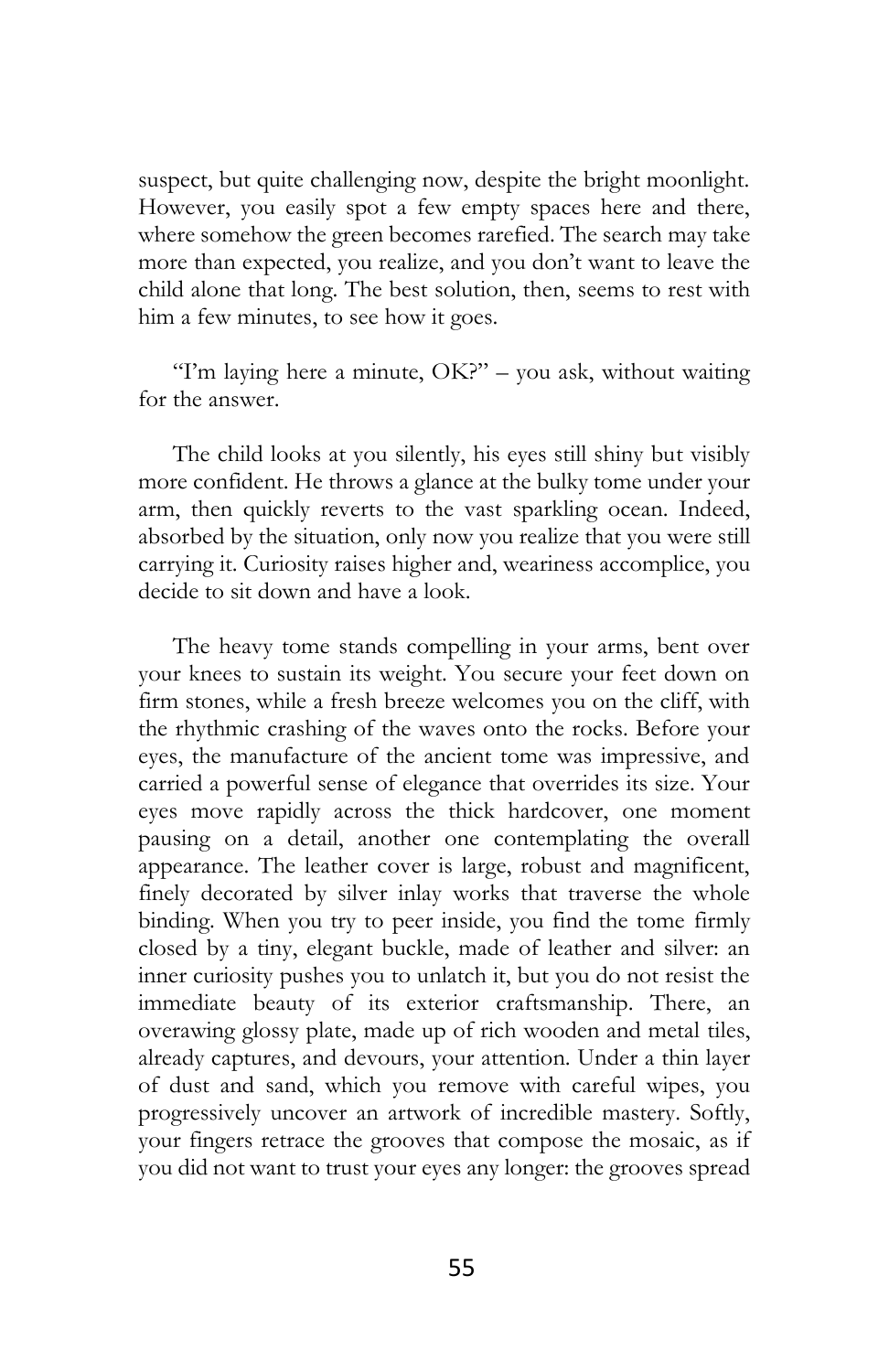suspect, but quite challenging now, despite the bright moonlight. However, you easily spot a few empty spaces here and there, where somehow the green becomes rarefied. The search may take more than expected, you realize, and you don't want to leave the child alone that long. The best solution, then, seems to rest with him a few minutes, to see how it goes.

"I'm laying here a minute, OK?" – you ask, without waiting for the answer.

The child looks at you silently, his eyes still shiny but visibly more confident. He throws a glance at the bulky tome under your arm, then quickly reverts to the vast sparkling ocean. Indeed, absorbed by the situation, only now you realize that you were still carrying it. Curiosity raises higher and, weariness accomplice, you decide to sit down and have a look.

The heavy tome stands compelling in your arms, bent over your knees to sustain its weight. You secure your feet down on firm stones, while a fresh breeze welcomes you on the cliff, with the rhythmic crashing of the waves onto the rocks. Before your eyes, the manufacture of the ancient tome was impressive, and carried a powerful sense of elegance that overrides its size. Your eyes move rapidly across the thick hardcover, one moment pausing on a detail, another one contemplating the overall appearance. The leather cover is large, robust and magnificent, finely decorated by silver inlay works that traverse the whole binding. When you try to peer inside, you find the tome firmly closed by a tiny, elegant buckle, made of leather and silver: an inner curiosity pushes you to unlatch it, but you do not resist the immediate beauty of its exterior craftsmanship. There, an overawing glossy plate, made up of rich wooden and metal tiles, already captures, and devours, your attention. Under a thin layer of dust and sand, which you remove with careful wipes, you progressively uncover an artwork of incredible mastery. Softly, your fingers retrace the grooves that compose the mosaic, as if you did not want to trust your eyes any longer: the grooves spread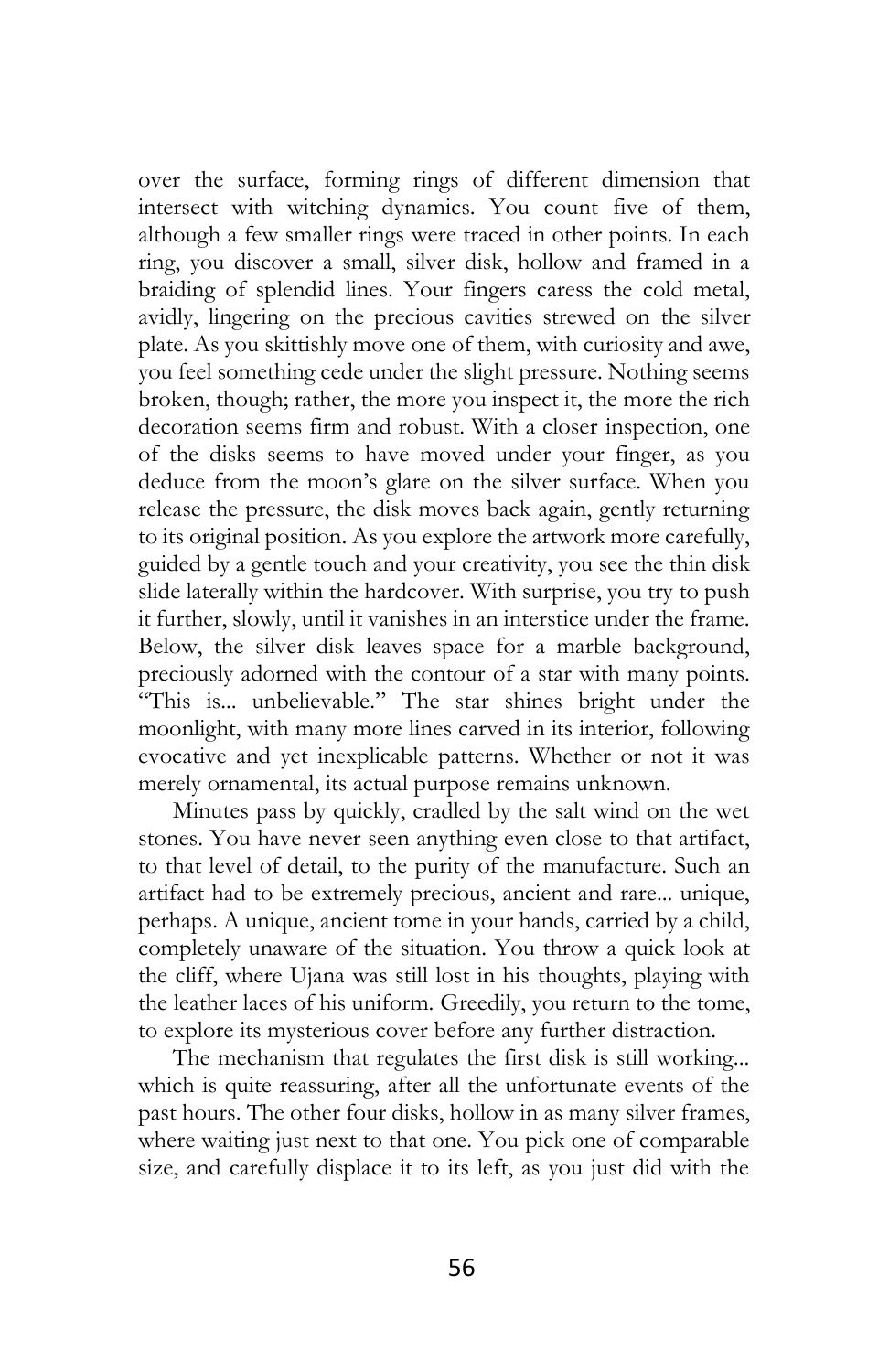over the surface, forming rings of different dimension that intersect with witching dynamics. You count five of them, although a few smaller rings were traced in other points. In each ring, you discover a small, silver disk, hollow and framed in a braiding of splendid lines. Your fingers caress the cold metal, avidly, lingering on the precious cavities strewed on the silver plate. As you skittishly move one of them, with curiosity and awe, you feel something cede under the slight pressure. Nothing seems broken, though; rather, the more you inspect it, the more the rich decoration seems firm and robust. With a closer inspection, one of the disks seems to have moved under your finger, as you deduce from the moon's glare on the silver surface. When you release the pressure, the disk moves back again, gently returning to its original position. As you explore the artwork more carefully, guided by a gentle touch and your creativity, you see the thin disk slide laterally within the hardcover. With surprise, you try to push it further, slowly, until it vanishes in an interstice under the frame. Below, the silver disk leaves space for a marble background, preciously adorned with the contour of a star with many points. "This is... unbelievable." The star shines bright under the moonlight, with many more lines carved in its interior, following evocative and yet inexplicable patterns. Whether or not it was merely ornamental, its actual purpose remains unknown.

Minutes pass by quickly, cradled by the salt wind on the wet stones. You have never seen anything even close to that artifact, to that level of detail, to the purity of the manufacture. Such an artifact had to be extremely precious, ancient and rare... unique, perhaps. A unique, ancient tome in your hands, carried by a child, completely unaware of the situation. You throw a quick look at the cliff, where Ujana was still lost in his thoughts, playing with the leather laces of his uniform. Greedily, you return to the tome, to explore its mysterious cover before any further distraction.

The mechanism that regulates the first disk is still working... which is quite reassuring, after all the unfortunate events of the past hours. The other four disks, hollow in as many silver frames, where waiting just next to that one. You pick one of comparable size, and carefully displace it to its left, as you just did with the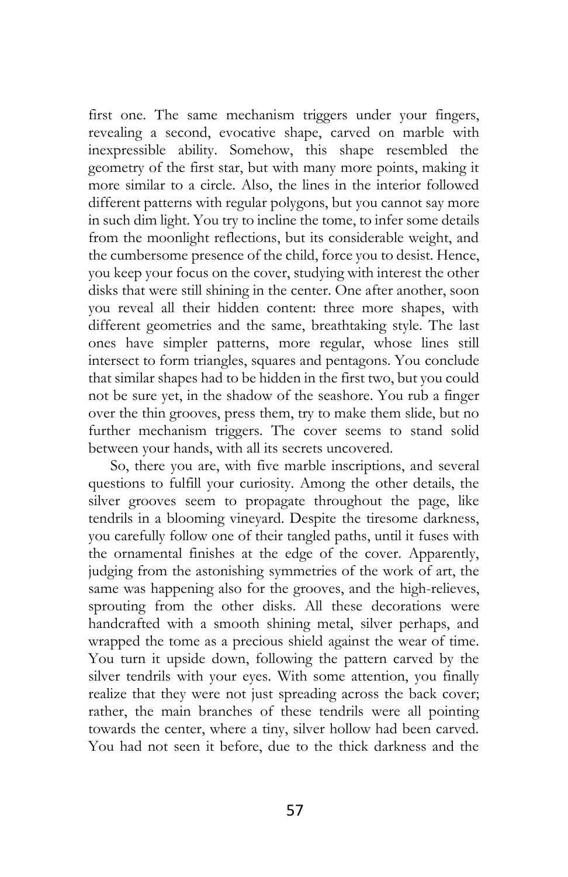first one. The same mechanism triggers under your fingers, revealing a second, evocative shape, carved on marble with inexpressible ability. Somehow, this shape resembled the geometry of the first star, but with many more points, making it more similar to a circle. Also, the lines in the interior followed different patterns with regular polygons, but you cannot say more in such dim light. You try to incline the tome, to infer some details from the moonlight reflections, but its considerable weight, and the cumbersome presence of the child, force you to desist. Hence, you keep your focus on the cover, studying with interest the other disks that were still shining in the center. One after another, soon you reveal all their hidden content: three more shapes, with different geometries and the same, breathtaking style. The last ones have simpler patterns, more regular, whose lines still intersect to form triangles, squares and pentagons. You conclude that similar shapes had to be hidden in the first two, but you could not be sure yet, in the shadow of the seashore. You rub a finger over the thin grooves, press them, try to make them slide, but no further mechanism triggers. The cover seems to stand solid between your hands, with all its secrets uncovered.

So, there you are, with five marble inscriptions, and several questions to fulfill your curiosity. Among the other details, the silver grooves seem to propagate throughout the page, like tendrils in a blooming vineyard. Despite the tiresome darkness, you carefully follow one of their tangled paths, until it fuses with the ornamental finishes at the edge of the cover. Apparently, judging from the astonishing symmetries of the work of art, the same was happening also for the grooves, and the high-relieves, sprouting from the other disks. All these decorations were handcrafted with a smooth shining metal, silver perhaps, and wrapped the tome as a precious shield against the wear of time. You turn it upside down, following the pattern carved by the silver tendrils with your eyes. With some attention, you finally realize that they were not just spreading across the back cover; rather, the main branches of these tendrils were all pointing towards the center, where a tiny, silver hollow had been carved. You had not seen it before, due to the thick darkness and the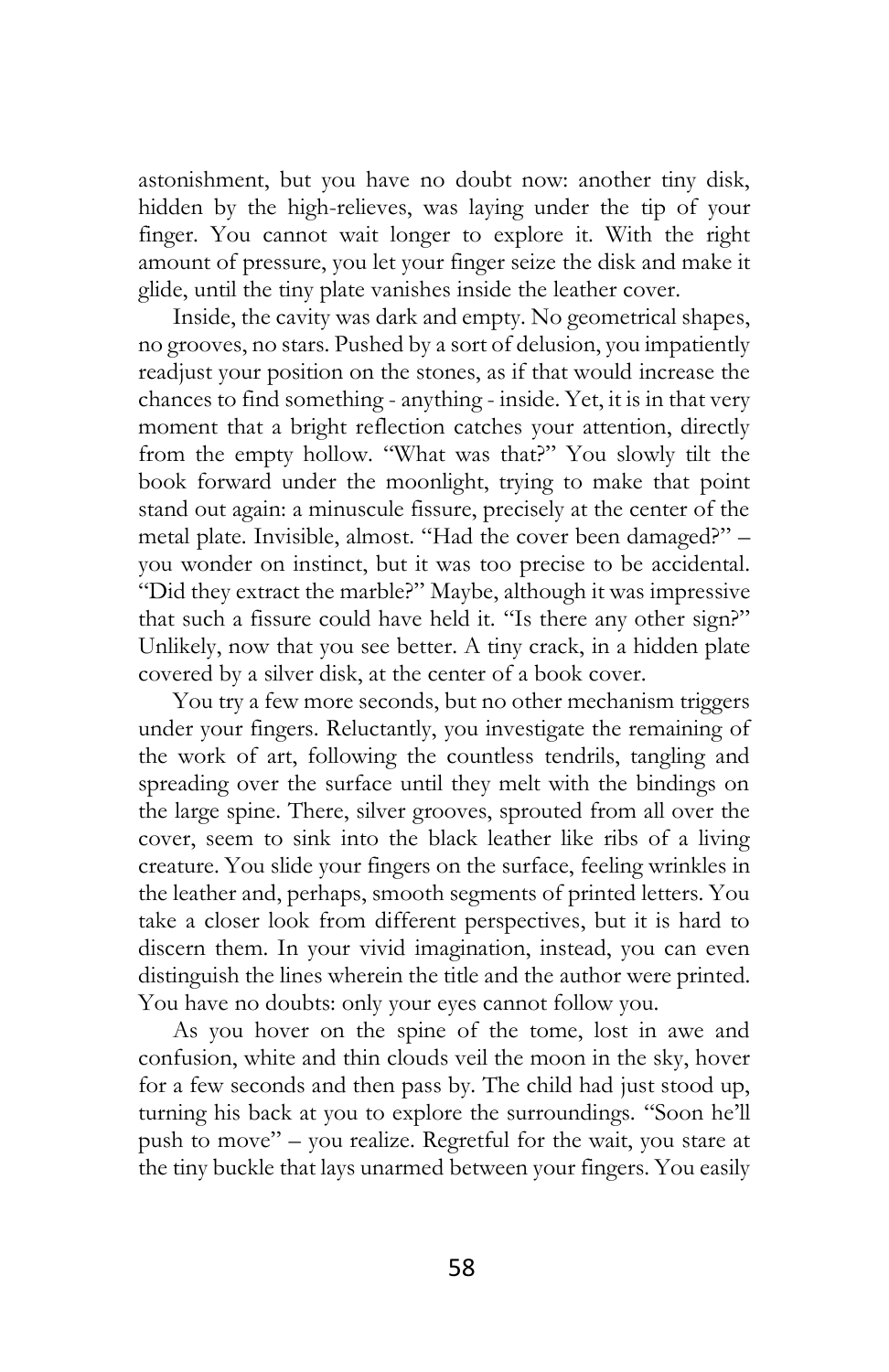astonishment, but you have no doubt now: another tiny disk, hidden by the high-relieves, was laying under the tip of your finger. You cannot wait longer to explore it. With the right amount of pressure, you let your finger seize the disk and make it glide, until the tiny plate vanishes inside the leather cover.

Inside, the cavity was dark and empty. No geometrical shapes, no grooves, no stars. Pushed by a sort of delusion, you impatiently readjust your position on the stones, as if that would increase the chances to find something - anything - inside. Yet, it is in that very moment that a bright reflection catches your attention, directly from the empty hollow. "What was that?" You slowly tilt the book forward under the moonlight, trying to make that point stand out again: a minuscule fissure, precisely at the center of the metal plate. Invisible, almost. "Had the cover been damaged?" – you wonder on instinct, but it was too precise to be accidental. "Did they extract the marble?" Maybe, although it was impressive that such a fissure could have held it. "Is there any other sign?" Unlikely, now that you see better. A tiny crack, in a hidden plate covered by a silver disk, at the center of a book cover.

You try a few more seconds, but no other mechanism triggers under your fingers. Reluctantly, you investigate the remaining of the work of art, following the countless tendrils, tangling and spreading over the surface until they melt with the bindings on the large spine. There, silver grooves, sprouted from all over the cover, seem to sink into the black leather like ribs of a living creature. You slide your fingers on the surface, feeling wrinkles in the leather and, perhaps, smooth segments of printed letters. You take a closer look from different perspectives, but it is hard to discern them. In your vivid imagination, instead, you can even distinguish the lines wherein the title and the author were printed. You have no doubts: only your eyes cannot follow you.

As you hover on the spine of the tome, lost in awe and confusion, white and thin clouds veil the moon in the sky, hover for a few seconds and then pass by. The child had just stood up, turning his back at you to explore the surroundings. "Soon he'll push to move" – you realize. Regretful for the wait, you stare at the tiny buckle that lays unarmed between your fingers. You easily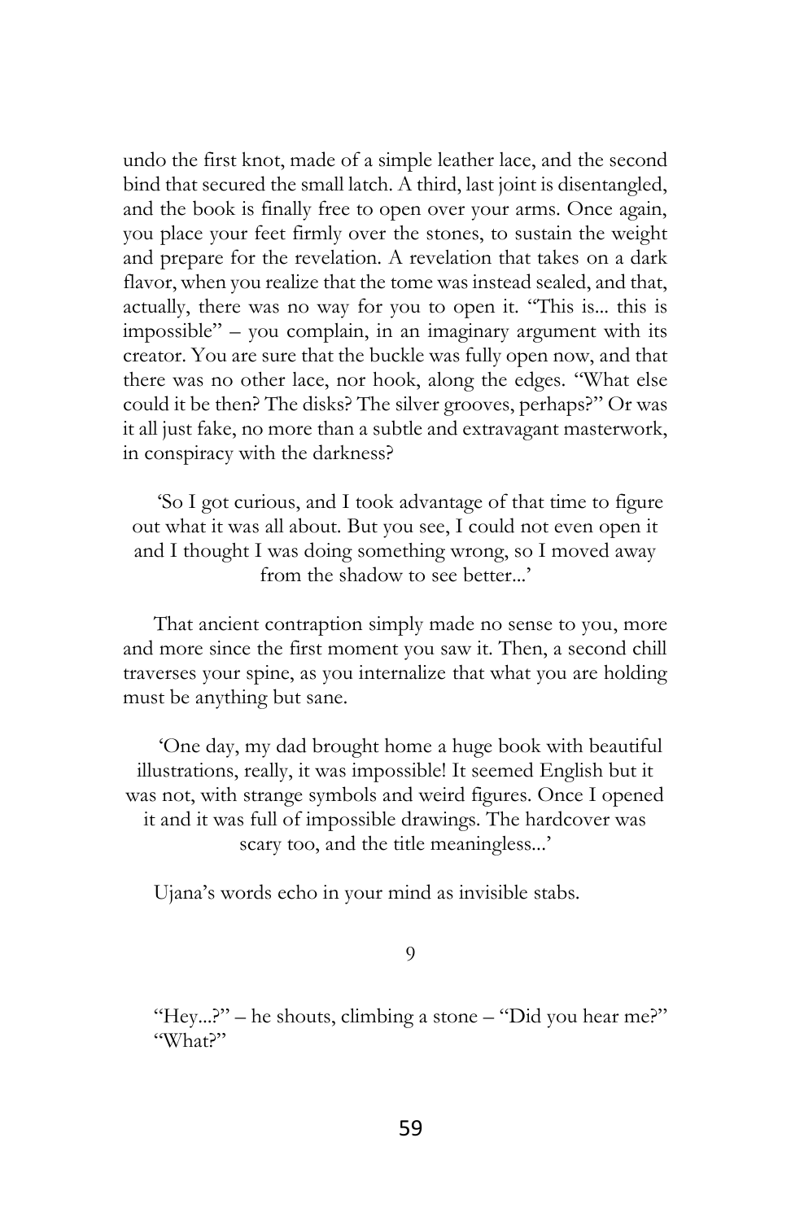undo the first knot, made of a simple leather lace, and the second bind that secured the small latch. A third, last joint is disentangled, and the book is finally free to open over your arms. Once again, you place your feet firmly over the stones, to sustain the weight and prepare for the revelation. A revelation that takes on a dark flavor, when you realize that the tome was instead sealed, and that, actually, there was no way for you to open it. "This is... this is impossible" – you complain, in an imaginary argument with its creator. You are sure that the buckle was fully open now, and that there was no other lace, nor hook, along the edges. "What else could it be then? The disks? The silver grooves, perhaps?" Or was it all just fake, no more than a subtle and extravagant masterwork, in conspiracy with the darkness?

'So I got curious, and I took advantage of that time to figure out what it was all about. But you see, I could not even open it and I thought I was doing something wrong, so I moved away from the shadow to see better...'

That ancient contraption simply made no sense to you, more and more since the first moment you saw it. Then, a second chill traverses your spine, as you internalize that what you are holding must be anything but sane.

'One day, my dad brought home a huge book with beautiful illustrations, really, it was impossible! It seemed English but it was not, with strange symbols and weird figures. Once I opened it and it was full of impossible drawings. The hardcover was scary too, and the title meaningless...'

Ujana's words echo in your mind as invisible stabs.

## 9

"Hey...?" – he shouts, climbing a stone – "Did you hear me?"
"What?"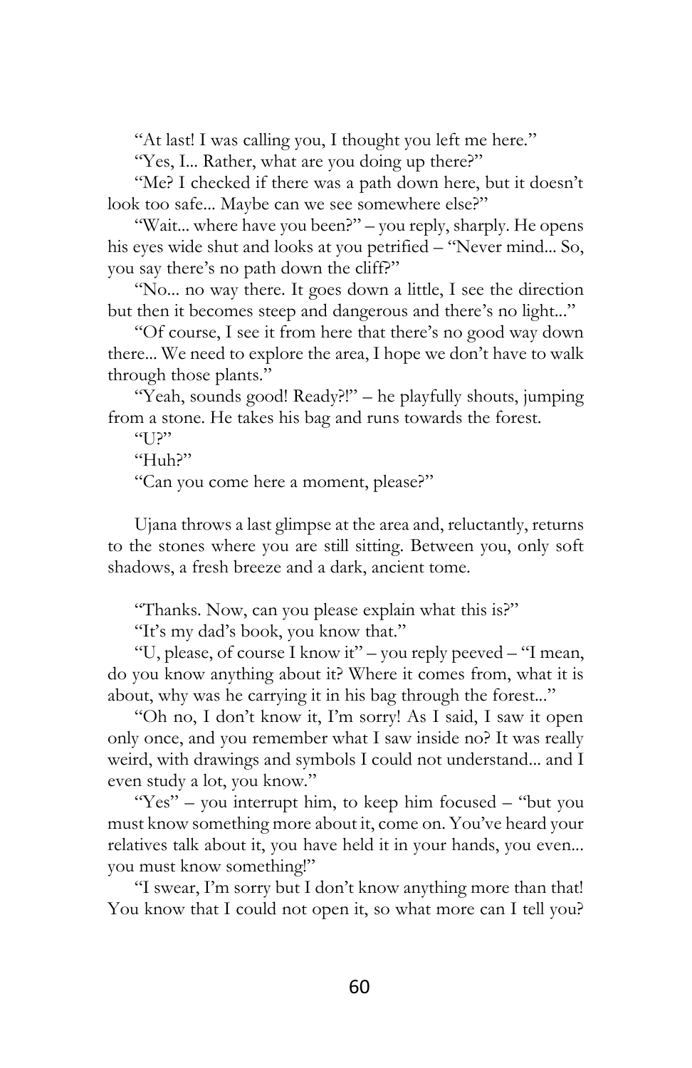"At last! I was calling you, I thought you left me here."

"Yes, I... Rather, what are you doing up there?"

"Me? I checked if there was a path down here, but it doesn't look too safe... Maybe can we see somewhere else?"

"Wait... where have you been?" – you reply, sharply. He opens his eyes wide shut and looks at you petrified – "Never mind... So, you say there's no path down the cliff?"

"No... no way there. It goes down a little, I see the direction but then it becomes steep and dangerous and there's no light..."

"Of course, I see it from here that there's no good way down there... We need to explore the area, I hope we don't have to walk through those plants."

"Yeah, sounds good! Ready?!" – he playfully shouts, jumping from a stone. He takes his bag and runs towards the forest.

"U?"

"Huh?"

"Can you come here a moment, please?"

Ujana throws a last glimpse at the area and, reluctantly, returns to the stones where you are still sitting. Between you, only soft shadows, a fresh breeze and a dark, ancient tome.

"Thanks. Now, can you please explain what this is?"

"It's my dad's book, you know that."

"U, please, of course I know it" – you reply peeved – "I mean, do you know anything about it? Where it comes from, what it is about, why was he carrying it in his bag through the forest..."

"Oh no, I don't know it, I'm sorry! As I said, I saw it open only once, and you remember what I saw inside no? It was really weird, with drawings and symbols I could not understand... and I even study a lot, you know."

"Yes" – you interrupt him, to keep him focused – "but you must know something more about it, come on. You've heard your relatives talk about it, you have held it in your hands, you even... you must know something!"

"I swear, I'm sorry but I don't know anything more than that! You know that I could not open it, so what more can I tell you?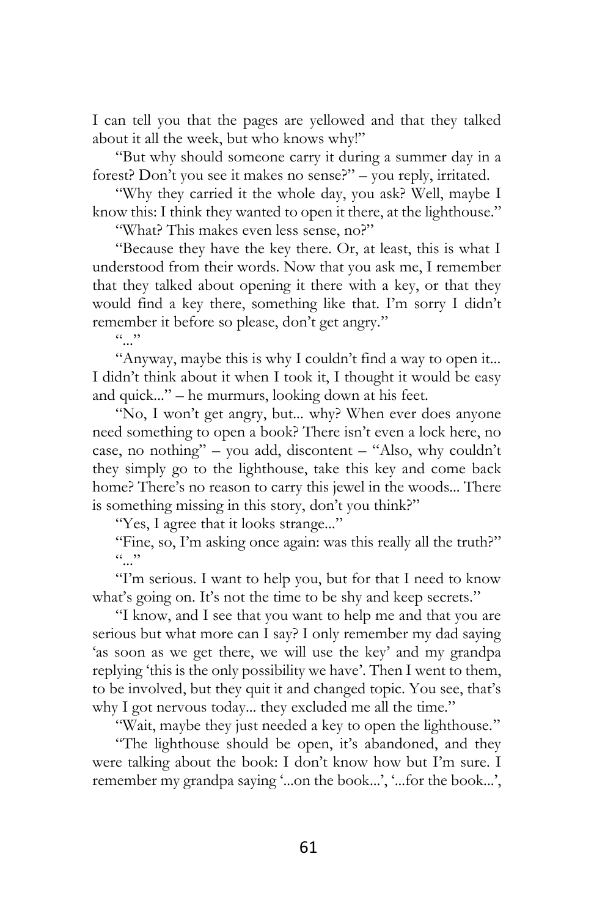I can tell you that the pages are yellowed and that they talked about it all the week, but who knows why!"

"But why should someone carry it during a summer day in a forest? Don't you see it makes no sense?" – you reply, irritated.

"Why they carried it the whole day, you ask? Well, maybe I know this: I think they wanted to open it there, at the lighthouse."

"What? This makes even less sense, no?"

"Because they have the key there. Or, at least, this is what I understood from their words. Now that you ask me, I remember that they talked about opening it there with a key, or that they would find a key there, something like that. I'm sorry I didn't remember it before so please, don't get angry."

"..."

"Anyway, maybe this is why I couldn't find a way to open it... I didn't think about it when I took it, I thought it would be easy and quick..." – he murmurs, looking down at his feet.

"No, I won't get angry, but... why? When ever does anyone need something to open a book? There isn't even a lock here, no case, no nothing" – you add, discontent – "Also, why couldn't they simply go to the lighthouse, take this key and come back home? There's no reason to carry this jewel in the woods... There is something missing in this story, don't you think?"

"Yes, I agree that it looks strange..."

"Fine, so, I'm asking once again: was this really all the truth?"

"..."

"I'm serious. I want to help you, but for that I need to know what's going on. It's not the time to be shy and keep secrets."

"I know, and I see that you want to help me and that you are serious but what more can I say? I only remember my dad saying 'as soon as we get there, we will use the key' and my grandpa replying 'this is the only possibility we have'. Then I went to them, to be involved, but they quit it and changed topic. You see, that's why I got nervous today... they excluded me all the time."

"Wait, maybe they just needed a key to open the lighthouse."

"The lighthouse should be open, it's abandoned, and they were talking about the book: I don't know how but I'm sure. I remember my grandpa saying '...on the book...', '...for the book...',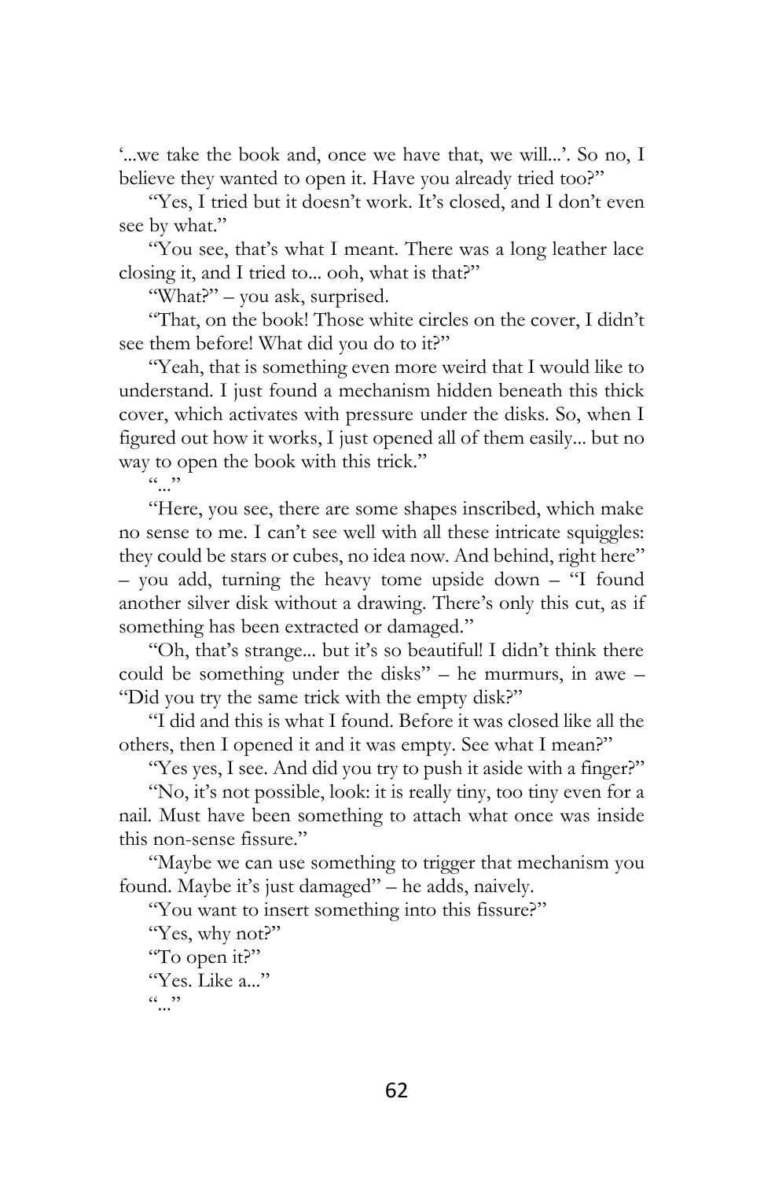'...we take the book and, once we have that, we will...'. So no, I believe they wanted to open it. Have you already tried too?"

"Yes, I tried but it doesn't work. It's closed, and I don't even see by what."

"You see, that's what I meant. There was a long leather lace closing it, and I tried to... ooh, what is that?"

"What?" – you ask, surprised.

"That, on the book! Those white circles on the cover, I didn't see them before! What did you do to it?"

"Yeah, that is something even more weird that I would like to understand. I just found a mechanism hidden beneath this thick cover, which activates with pressure under the disks. So, when I figured out how it works, I just opened all of them easily... but no way to open the book with this trick."

"..."

"Here, you see, there are some shapes inscribed, which make no sense to me. I can't see well with all these intricate squiggles: they could be stars or cubes, no idea now. And behind, right here" – you add, turning the heavy tome upside down – "I found another silver disk without a drawing. There's only this cut, as if something has been extracted or damaged."

"Oh, that's strange... but it's so beautiful! I didn't think there could be something under the disks" – he murmurs, in awe – "Did you try the same trick with the empty disk?"

"I did and this is what I found. Before it was closed like all the others, then I opened it and it was empty. See what I mean?"

"Yes yes, I see. And did you try to push it aside with a finger?"

"No, it's not possible, look: it is really tiny, too tiny even for a nail. Must have been something to attach what once was inside this non-sense fissure."

"Maybe we can use something to trigger that mechanism you found. Maybe it's just damaged" – he adds, naively.

"You want to insert something into this fissure?"

"Yes, why not?"

"To open it?"

"Yes. Like a..."

"..."